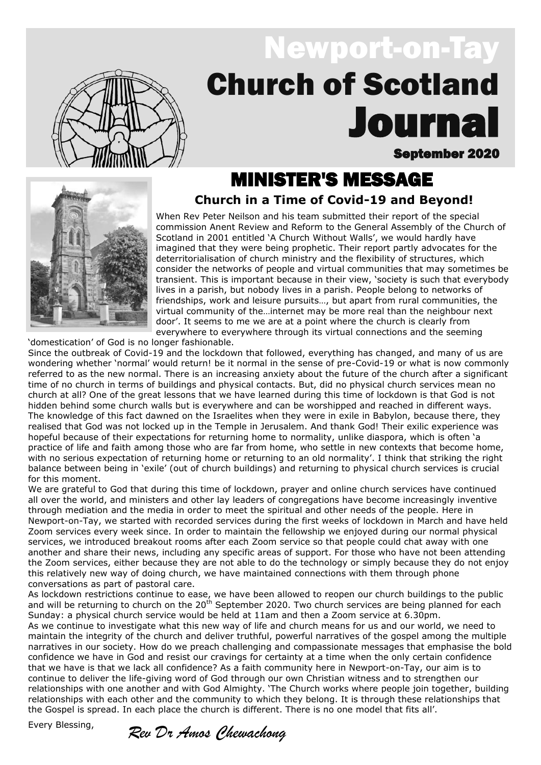# Newport-on-Tay Church of Scotland Journal

**September 2020**

## MINISTER'S MESSAGE

### Church in a Time of Covid-19 and Beyond!

When Rev Peter Neilson and his team submitted their report of the special commission Anent Review and Reform to the General Assembly of the Church of Scotland in 2001 entitled 'A Church Without Walls', we would hardly have imagined that they were being prophetic. Their report partly advocates for the deterritorialisation of church ministry and the flexibility of structures, which consider the networks of people and virtual communities that may sometimes be transient. This is important because in their view, 'society is such that everybody lives in a parish, but nobody lives in a parish. People belong to networks of friendships, work and leisure pursuits…, but apart from rural communities, the virtual community of the…internet may be more real than the neighbour next door'. It seems to me we are at a point where the church is clearly from everywhere to everywhere through its virtual connections and the seeming 'domestication' of God is no longer fashionable.

Since the outbreak of Covid-19 and the lockdown that followed, everything has changed, and many of us are wondering whether 'normal' would return! be it normal in the sense of pre-Covid-19 or what is now commonly referred to as the new normal. There is an increasing anxiety about the future of the church after a significant time of no church in terms of buildings and physical contacts. But, did no physical church services mean no church at all? One of the great lessons that we have learned during this time of lockdown is that God is not hidden behind some church walls but is everywhere and can be worshipped and reached in different ways. The knowledge of this fact dawned on the Israelites when they were in exile in Babylon, because there, they realised that God was not locked up in the Temple in Jerusalem. And thank God! Their exilic experience was hopeful because of their expectations for returning home to normality, unlike diaspora, which is often 'a practice of life and faith among those who are far from home, who settle in new contexts that become home, with no serious expectation of returning home or returning to an old normality'. I think that striking the right balance between being in 'exile' (out of church buildings) and returning to physical church services is crucial for this moment.

We are grateful to God that during this time of lockdown, prayer and online church services have continued all over the world, and ministers and other lay leaders of congregations have become increasingly inventive through mediation and the media in order to meet the spiritual and other needs of the people. Here in Newport-on-Tay, we started with recorded services during the first weeks of lockdown in March and have held Zoom services every week since. In order to maintain the fellowship we enjoyed during our normal physical services, we introduced breakout rooms after each Zoom service so that people could chat away with one another and share their news, including any specific areas of support. For those who have not been attending the Zoom services, either because they are not able to do the technology or simply because they do not enjoy this relatively new way of doing church, we have maintained connections with them through phone conversations as part of pastoral care.

As lockdown restrictions continue to ease, we have been allowed to reopen our church buildings to the public and will be returning to church on the 20th September 2020. Two church services are being planned for each Sunday: a physical church service would be held at 11am and then a Zoom service at 6.30pm.

As we continue to investigate what this new way of life and church means for us and our world, we need to maintain the integrity of the church and deliver truthful, powerful narratives of the gospel among the multiple narratives in our society. How do we preach challenging and compassionate messages that emphasise the bold confidence we have in God and resist our cravings for certainty at a time when the only certain confidence that we have is that we lack all confidence? As a faith community here in Newport-on-Tay, our aim is to continue to deliver the life-giving word of God through our own Christian witness and to strengthen our relationships with one another and with God Almighty. 'The Church works where people join together, building relationships with each other and the community to which they belong. It is through these relationships that the Gospel is spread. In each place the church is different. There is no one model that fits all'.

Every Blessing,

*Rev Dr Amos Chewachong*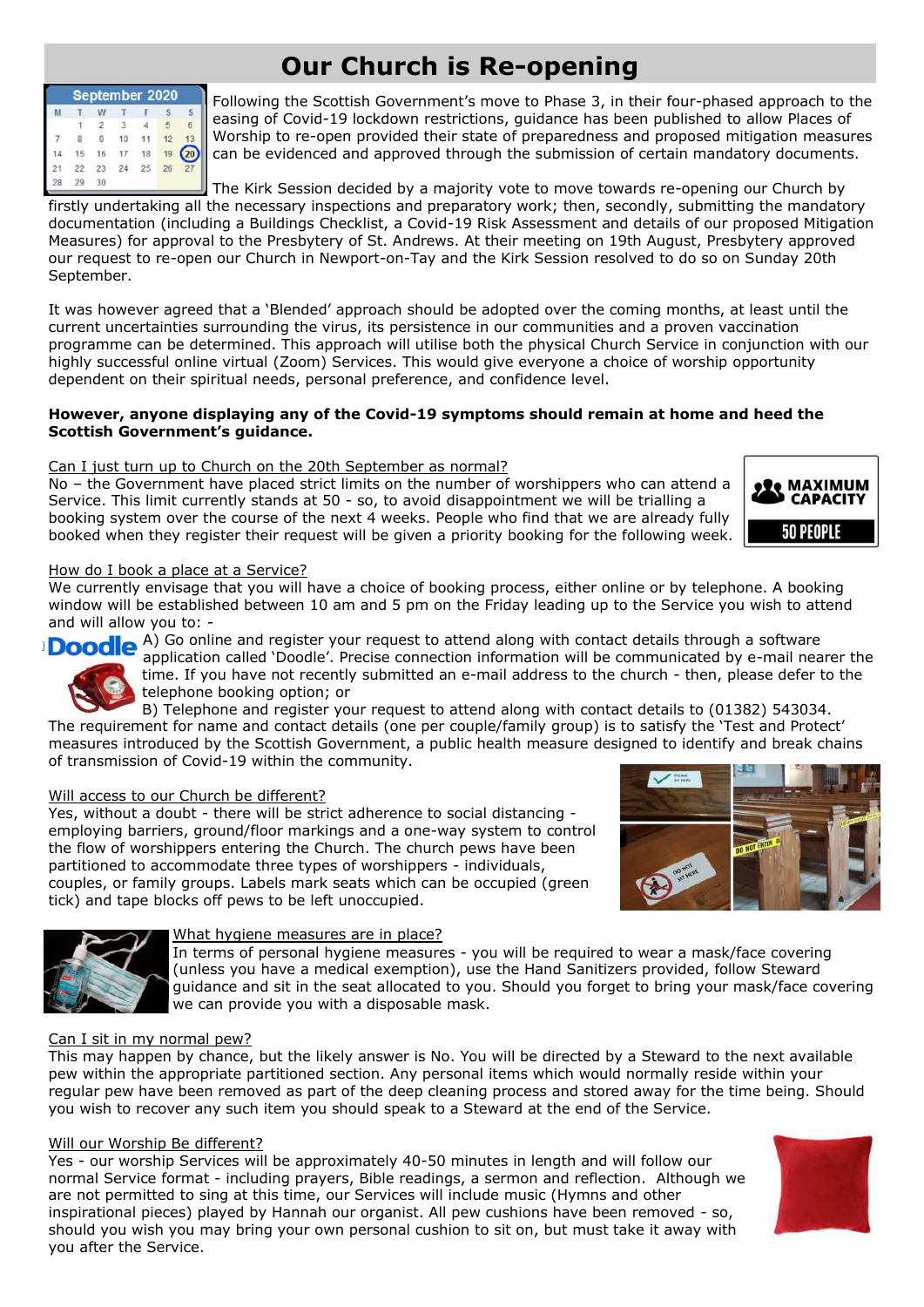# Our Church is Re-opening

Following the Scottish Government's move to Phase 3, in their four-phased approach to the easing of Covid-19 lockdown restrictions, guidance has been published to allow Places of Worship to re-open provided their state of preparedness and proposed mitigation measures can be evidenced and approved through the submission of certain mandatory documents.

The Kirk Session decided by a majority vote to move towards re-opening our Church by firstly undertaking all the necessary inspections and preparatory work; then, secondly, submitting the mandatory documentation (including a Buildings Checklist, a Covid-19 Risk Assessment and details of our proposed Mitigation Measures) for approval to the Presbytery of St. Andrews. At their meeting on 19th August, Presbytery approved our request to re-open our Church in Newport-on-Tay and the Kirk Session resolved to do so on Sunday 20th September.

It was however agreed that a 'Blended' approach should be adopted over the coming months, at least until the current uncertainties surrounding the virus, its persistence in our communities and a proven vaccination programme can be determined. This approach will utilise both the physical Church Service in conjunction with our highly successful online virtual (Zoom) Services. This would give everyone a choice of worship opportunity dependent on their spiritual needs, personal preference, and confidence level.

**However, anyone displaying any of the Covid-19 symptoms should remain at home and heed the Scottish Government's guidance.**

<u>Can I just turn up to Church on the 20th September as normal?</u>

No – the Government have placed strict limits on the number of worshippers who can attend a Service. This limit currently stands at 50 - so, to avoid disappointment we will be trialling a booking system over the course of the next 4 weeks. People who find that we are already fully booked when they register their request will be given a priority booking for the following week.

<u>How do I book a place at a Service?</u>

We currently envisage that you will have a choice of booking process, either online or by telephone. A booking window will be established between 10 am and 5 pm on the Friday leading up to the Service you wish to attend and will allow you to: -

A) Go online and register your request to attend along with contact details through a software application called 'Doodle'. Precise connection information will be communicated by e-mail nearer the time. If you have not recently submitted an e-mail address to the church - then, please defer to the telephone booking option; or

B) Telephone and register your request to attend along with contact details to (01382) 543034.

The requirement for name and contact details (one per couple/family group) is to satisfy the 'Test and Protect' measures introduced by the Scottish Government, a public health measure designed to identify and break chains of transmission of Covid-19 within the community.

<u>Will access to our Church be different?</u>

Yes, without a doubt - there will be strict adherence to social distancing - employing barriers, ground/floor markings and a one-way system to control the flow of worshippers entering the Church. The church pews have been partitioned to accommodate three types of worshippers - individuals, couples, or family groups. Labels mark seats which can be occupied (green tick) and tape blocks off pews to be left unoccupied.

<u>What hygiene measures are in place?</u>

In terms of personal hygiene measures - you will be required to wear a mask/face covering (unless you have a medical exemption), use the Hand Sanitizers provided, follow Steward guidance and sit in the seat allocated to you. Should you forget to bring your mask/face covering we can provide you with a disposable mask.

<u>Can I sit in my normal pew?</u>

This may happen by chance, but the likely answer is No. You will be directed by a Steward to the next available pew within the appropriate partitioned section. Any personal items which would normally reside within your regular pew have been removed as part of the deep cleaning process and stored away for the time being. Should you wish to recover any such item you should speak to a Steward at the end of the Service.

<u>Will our Worship Be different?</u>

Yes - our worship Services will be approximately 40-50 minutes in length and will follow our normal Service format - including prayers, Bible readings, a sermon and reflection. Although we are not permitted to sing at this time, our Services will include music (Hymns and other inspirational pieces) played by Hannah our organist. All pew cushions have been removed - so, should you wish you may bring your own personal cushion to sit on, but must take it away with you after the Service.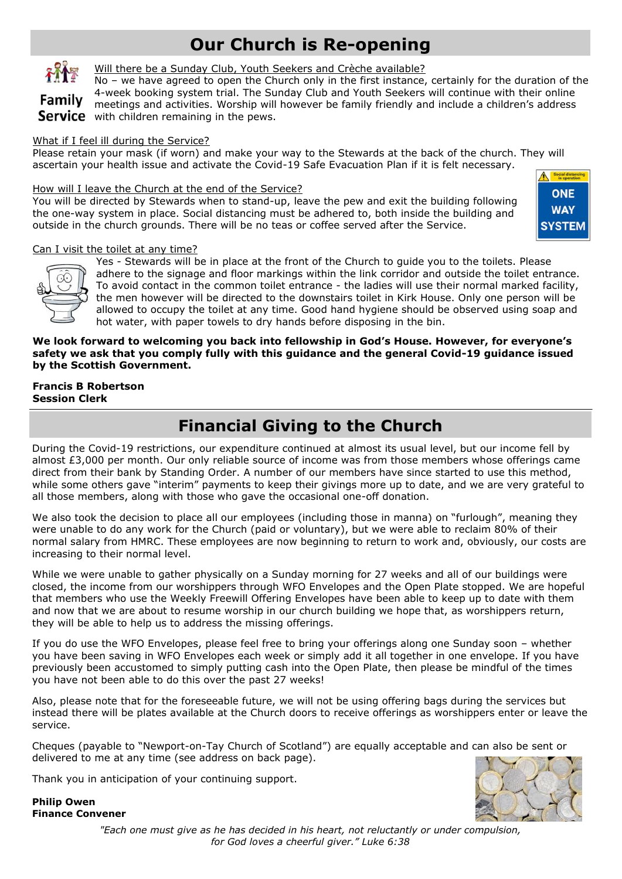# Our Church is Re-opening

Will there be a Sunday Club, Youth Seekers and Crèche available?

No – we have agreed to open the Church only in the first instance, certainly for the duration of the 4-week booking system trial. The Sunday Club and Youth Seekers will continue with their online meetings and activities. Worship will however be family friendly and include a children's address with children remaining in the pews.

What if I feel ill during the Service?

Please retain your mask (if worn) and make your way to the Stewards at the back of the church. They will ascertain your health issue and activate the Covid-19 Safe Evacuation Plan if it is felt necessary.

How will I leave the Church at the end of the Service?

You will be directed by Stewards when to stand-up, leave the pew and exit the building following the one-way system in place. Social distancing must be adhered to, both inside the building and outside in the church grounds. There will be no teas or coffee served after the Service.

Can I visit the toilet at any time?

Yes - Stewards will be in place at the front of the Church to guide you to the toilets. Please adhere to the signage and floor markings within the link corridor and outside the toilet entrance. To avoid contact in the common toilet entrance - the ladies will use their normal marked facility, the men however will be directed to the downstairs toilet in Kirk House. Only one person will be allowed to occupy the toilet at any time. Good hand hygiene should be observed using soap and hot water, with paper towels to dry hands before disposing in the bin.

**We look forward to welcoming you back into fellowship in God's House. However, for everyone's safety we ask that you comply fully with this guidance and the general Covid-19 guidance issued by the Scottish Government.**

**Francis B Robertson**
**Session Clerk**

# Financial Giving to the Church

During the Covid-19 restrictions, our expenditure continued at almost its usual level, but our income fell by almost £3,000 per month. Our only reliable source of income was from those members whose offerings came direct from their bank by Standing Order. A number of our members have since started to use this method, while some others gave "interim" payments to keep their givings more up to date, and we are very grateful to all those members, along with those who gave the occasional one-off donation.

We also took the decision to place all our employees (including those in manna) on "furlough", meaning they were unable to do any work for the Church (paid or voluntary), but we were able to reclaim 80% of their normal salary from HMRC. These employees are now beginning to return to work and, obviously, our costs are increasing to their normal level.

While we were unable to gather physically on a Sunday morning for 27 weeks and all of our buildings were closed, the income from our worshippers through WFO Envelopes and the Open Plate stopped. We are hopeful that members who use the Weekly Freewill Offering Envelopes have been able to keep up to date with them and now that we are about to resume worship in our church building we hope that, as worshippers return, they will be able to help us to address the missing offerings.

If you do use the WFO Envelopes, please feel free to bring your offerings along one Sunday soon – whether you have been saving in WFO Envelopes each week or simply add it all together in one envelope. If you have previously been accustomed to simply putting cash into the Open Plate, then please be mindful of the times you have not been able to do this over the past 27 weeks!

Also, please note that for the foreseeable future, we will not be using offering bags during the services but instead there will be plates available at the Church doors to receive offerings as worshippers enter or leave the service.

Cheques (payable to "Newport-on-Tay Church of Scotland") are equally acceptable and can also be sent or delivered to me at any time (see address on back page).

Thank you in anticipation of your continuing support.

**Philip Owen**
**Finance Convener**

*"Each one must give as he has decided in his heart, not reluctantly or under compulsion, for God loves a cheerful giver." Luke 6:38*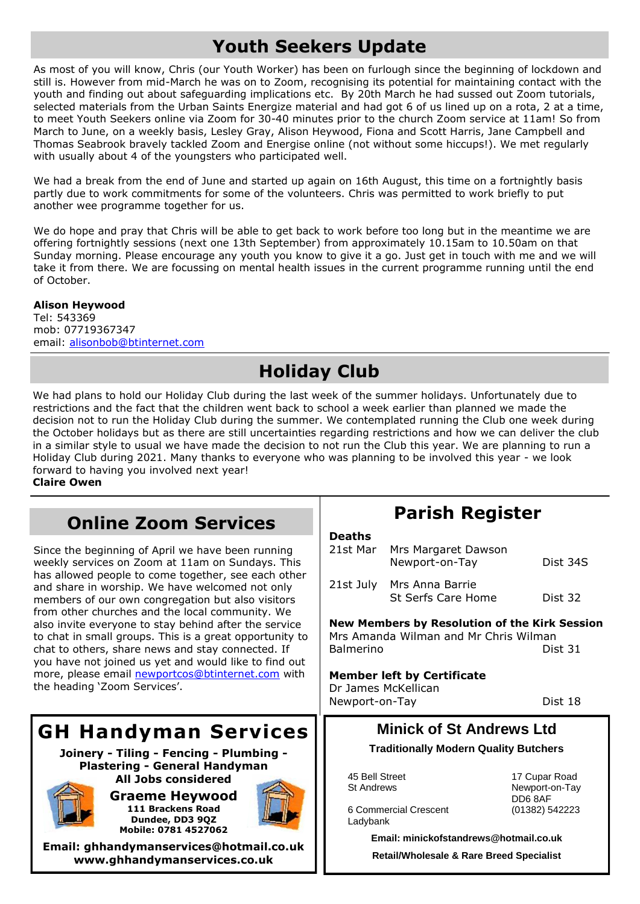## Youth Seekers Update

As most of you will know, Chris (our Youth Worker) has been on furlough since the beginning of lockdown and still is. However from mid-March he was on to Zoom, recognising its potential for maintaining contact with the youth and finding out about safeguarding implications etc. By 20th March he had sussed out Zoom tutorials, selected materials from the Urban Saints Energize material and had got 6 of us lined up on a rota, 2 at a time, to meet Youth Seekers online via Zoom for 30-40 minutes prior to the church Zoom service at 11am! So from March to June, on a weekly basis, Lesley Gray, Alison Heywood, Fiona and Scott Harris, Jane Campbell and Thomas Seabrook bravely tackled Zoom and Energise online (not without some hiccups!). We met regularly with usually about 4 of the youngsters who participated well.

We had a break from the end of June and started up again on 16th August, this time on a fortnightly basis partly due to work commitments for some of the volunteers. Chris was permitted to work briefly to put another wee programme together for us.

We do hope and pray that Chris will be able to get back to work before too long but in the meantime we are offering fortnightly sessions (next one 13th September) from approximately 10.15am to 10.50am on that Sunday morning. Please encourage any youth you know to give it a go. Just get in touch with me and we will take it from there. We are focussing on mental health issues in the current programme running until the end of October.

**Alison Heywood**
Tel: 543369
mob: 07719367347
email: alisonbob@btinternet.com

## Holiday Club

We had plans to hold our Holiday Club during the last week of the summer holidays. Unfortunately due to restrictions and the fact that the children went back to school a week earlier than planned we made the decision not to run the Holiday Club during the summer. We contemplated running the Club one week during the October holidays but as there are still uncertainties regarding restrictions and how we can deliver the club in a similar style to usual we have made the decision to not run the Club this year. We are planning to run a Holiday Club during 2021. Many thanks to everyone who was planning to be involved this year - we look forward to having you involved next year!
**Claire Owen**

## Online Zoom Services

Since the beginning of April we have been running weekly services on Zoom at 11am on Sundays. This has allowed people to come together, see each other and share in worship. We have welcomed not only members of our own congregation but also visitors from other churches and the local community. We also invite everyone to stay behind after the service to chat in small groups. This is a great opportunity to chat to others, share news and stay connected. If you have not joined us yet and would like to find out more, please email newportcos@btinternet.com with the heading 'Zoom Services'.

## Parish Register

**Deaths**

| | | |
|---|---|---|
| 21st Mar | Mrs Margaret Dawson<br>Newport-on-Tay | Dist 34S |
| 21st July | Mrs Anna Barrie<br>St Serfs Care Home | Dist 32 |

**New Members by Resolution of the Kirk Session**
Mrs Amanda Wilman and Mr Chris Wilman
Balmerino — Dist 31

**Member left by Certificate**
Dr James McKellican
Newport-on-Tay — Dist 18

## GH Handyman Services

**Joinery - Tiling - Fencing - Plumbing - Plastering - General Handyman**
**All Jobs considered**

**Graeme Heywood**
**111 Brackens Road**
**Dundee, DD3 9QZ**
**Mobile: 0781 4527062**

**Email: ghhandymanservices@hotmail.co.uk**
**www.ghhandymanservices.co.uk**

## Minick of St Andrews Ltd

**Traditionally Modern Quality Butchers**

45 Bell Street
St Andrews

6 Commercial Crescent
Ladybank

17 Cupar Road
Newport-on-Tay
DD6 8AF
(01382) 542223

**Email: minickofstandrews@hotmail.co.uk**

**Retail/Wholesale & Rare Breed Specialist**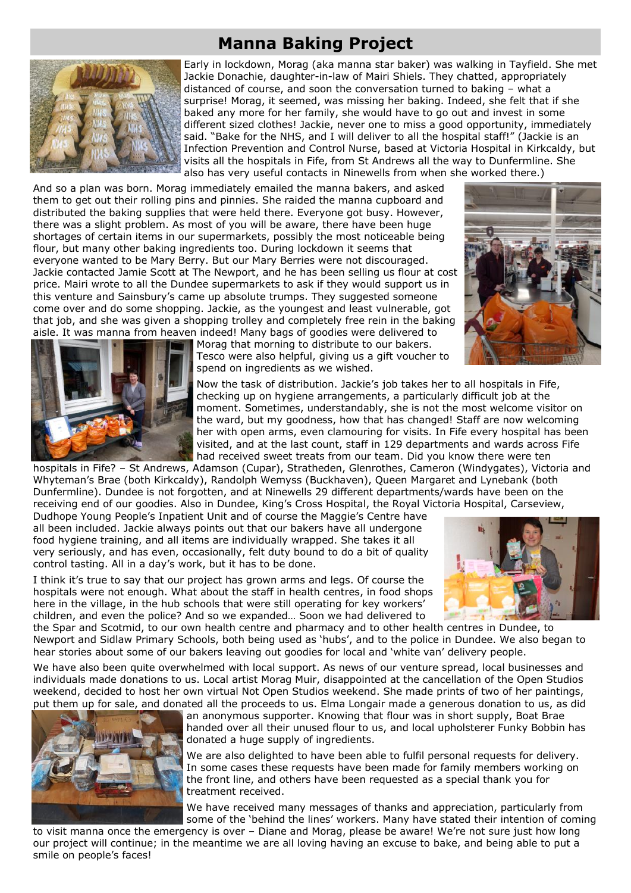# Manna Baking Project

Early in lockdown, Morag (aka manna star baker) was walking in Tayfield. She met Jackie Donachie, daughter-in-law of Mairi Shiels. They chatted, appropriately distanced of course, and soon the conversation turned to baking – what a surprise! Morag, it seemed, was missing her baking. Indeed, she felt that if she baked any more for her family, she would have to go out and invest in some different sized clothes! Jackie, never one to miss a good opportunity, immediately said. "Bake for the NHS, and I will deliver to all the hospital staff!" (Jackie is an Infection Prevention and Control Nurse, based at Victoria Hospital in Kirkcaldy, but visits all the hospitals in Fife, from St Andrews all the way to Dunfermline. She also has very useful contacts in Ninewells from when she worked there.)

And so a plan was born. Morag immediately emailed the manna bakers, and asked them to get out their rolling pins and pinnies. She raided the manna cupboard and distributed the baking supplies that were held there. Everyone got busy. However, there was a slight problem. As most of you will be aware, there have been huge shortages of certain items in our supermarkets, possibly the most noticeable being flour, but many other baking ingredients too. During lockdown it seems that everyone wanted to be Mary Berry. But our Mary Berries were not discouraged. Jackie contacted Jamie Scott at The Newport, and he has been selling us flour at cost price. Mairi wrote to all the Dundee supermarkets to ask if they would support us in this venture and Sainsbury's came up absolute trumps. They suggested someone come over and do some shopping. Jackie, as the youngest and least vulnerable, got that job, and she was given a shopping trolley and completely free rein in the baking aisle. It was manna from heaven indeed! Many bags of goodies were delivered to Morag that morning to distribute to our bakers. Tesco were also helpful, giving us a gift voucher to spend on ingredients as we wished.

Now the task of distribution. Jackie's job takes her to all hospitals in Fife, checking up on hygiene arrangements, a particularly difficult job at the moment. Sometimes, understandably, she is not the most welcome visitor on the ward, but my goodness, how that has changed! Staff are now welcoming her with open arms, even clamouring for visits. In Fife every hospital has been visited, and at the last count, staff in 129 departments and wards across Fife had received sweet treats from our team. Did you know there were ten hospitals in Fife? – St Andrews, Adamson (Cupar), Stratheden, Glenrothes, Cameron (Windygates), Victoria and Whyteman's Brae (both Kirkcaldy), Randolph Wemyss (Buckhaven), Queen Margaret and Lynebank (both Dunfermline). Dundee is not forgotten, and at Ninewells 29 different departments/wards have been on the receiving end of our goodies. Also in Dundee, King's Cross Hospital, the Royal Victoria Hospital, Carseview, Dudhope Young People's Inpatient Unit and of course the Maggie's Centre have all been included. Jackie always points out that our bakers have all undergone food hygiene training, and all items are individually wrapped. She takes it all very seriously, and has even, occasionally, felt duty bound to do a bit of quality control tasting. All in a day's work, but it has to be done.

I think it's true to say that our project has grown arms and legs. Of course the hospitals were not enough. What about the staff in health centres, in food shops here in the village, in the hub schools that were still operating for key workers' children, and even the police? And so we expanded… Soon we had delivered to the Spar and Scotmid, to our own health centre and pharmacy and to other health centres in Dundee, to Newport and Sidlaw Primary Schools, both being used as 'hubs', and to the police in Dundee. We also began to hear stories about some of our bakers leaving out goodies for local and 'white van' delivery people.

We have also been quite overwhelmed with local support. As news of our venture spread, local businesses and individuals made donations to us. Local artist Morag Muir, disappointed at the cancellation of the Open Studios weekend, decided to host her own virtual Not Open Studios weekend. She made prints of two of her paintings, put them up for sale, and donated all the proceeds to us. Elma Longair made a generous donation to us, as did an anonymous supporter. Knowing that flour was in short supply, Boat Brae handed over all their unused flour to us, and local upholsterer Funky Bobbin has donated a huge supply of ingredients.

We are also delighted to have been able to fulfil personal requests for delivery. In some cases these requests have been made for family members working on the front line, and others have been requested as a special thank you for treatment received.

We have received many messages of thanks and appreciation, particularly from some of the 'behind the lines' workers. Many have stated their intention of coming to visit manna once the emergency is over – Diane and Morag, please be aware! We're not sure just how long our project will continue; in the meantime we are all loving having an excuse to bake, and being able to put a smile on people's faces!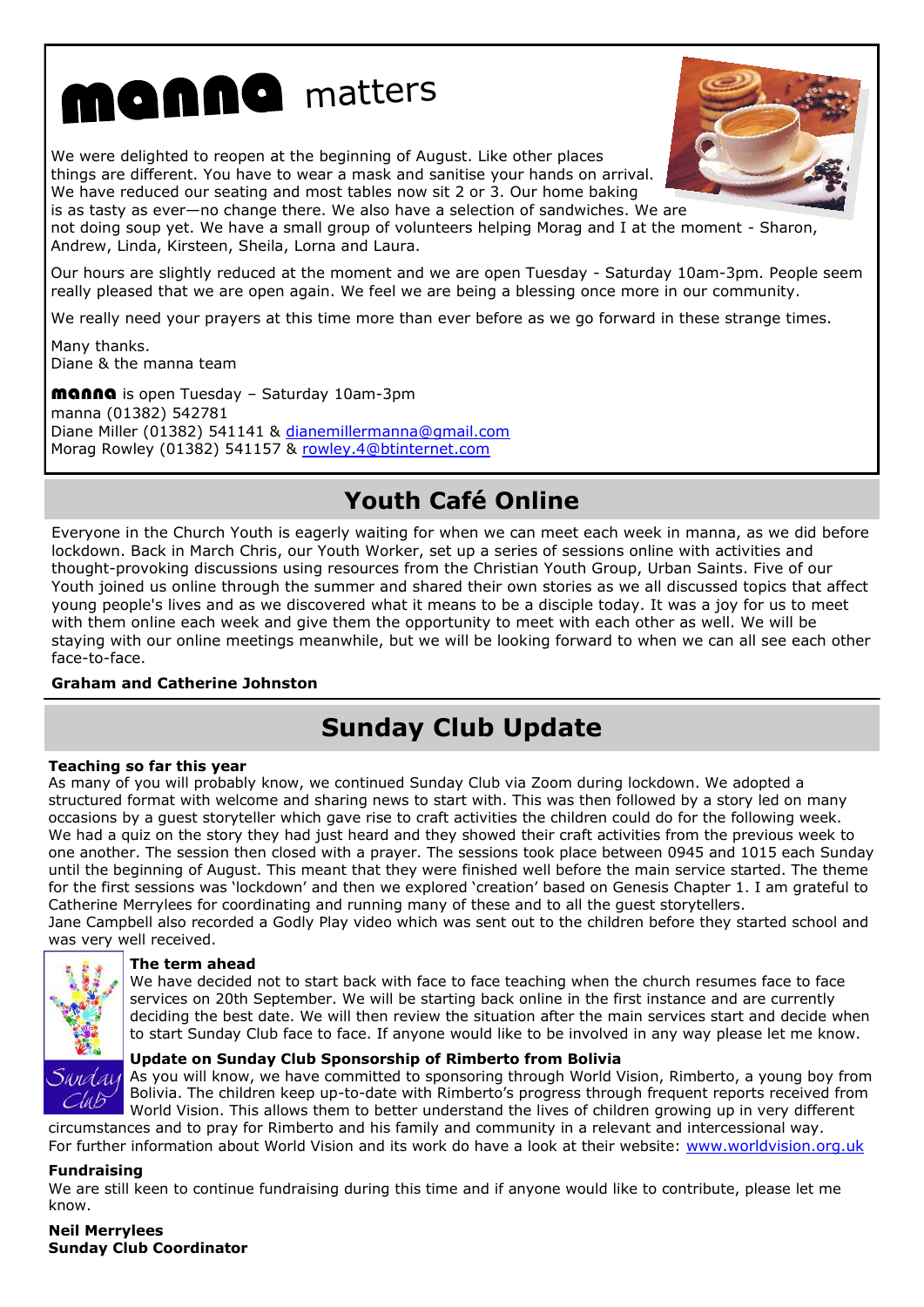# manna matters

We were delighted to reopen at the beginning of August. Like other places things are different. You have to wear a mask and sanitise your hands on arrival. We have reduced our seating and most tables now sit 2 or 3. Our home baking is as tasty as ever—no change there. We also have a selection of sandwiches. We are not doing soup yet. We have a small group of volunteers helping Morag and I at the moment - Sharon, Andrew, Linda, Kirsteen, Sheila, Lorna and Laura.

Our hours are slightly reduced at the moment and we are open Tuesday - Saturday 10am-3pm. People seem really pleased that we are open again. We feel we are being a blessing once more in our community.

We really need your prayers at this time more than ever before as we go forward in these strange times.

Many thanks.
Diane & the manna team

**manna** is open Tuesday – Saturday 10am-3pm
manna (01382) 542781
Diane Miller (01382) 541141 & dianemillermanna@gmail.com
Morag Rowley (01382) 541157 & rowley.4@btinternet.com

## Youth Café Online

Everyone in the Church Youth is eagerly waiting for when we can meet each week in manna, as we did before lockdown. Back in March Chris, our Youth Worker, set up a series of sessions online with activities and thought-provoking discussions using resources from the Christian Youth Group, Urban Saints. Five of our Youth joined us online through the summer and shared their own stories as we all discussed topics that affect young people's lives and as we discovered what it means to be a disciple today. It was a joy for us to meet with them online each week and give them the opportunity to meet with each other as well. We will be staying with our online meetings meanwhile, but we will be looking forward to when we can all see each other face-to-face.

**Graham and Catherine Johnston**

## Sunday Club Update

**Teaching so far this year**

As many of you will probably know, we continued Sunday Club via Zoom during lockdown. We adopted a structured format with welcome and sharing news to start with. This was then followed by a story led on many occasions by a guest storyteller which gave rise to craft activities the children could do for the following week. We had a quiz on the story they had just heard and they showed their craft activities from the previous week to one another. The session then closed with a prayer. The sessions took place between 0945 and 1015 each Sunday until the beginning of August. This meant that they were finished well before the main service started. The theme for the first sessions was 'lockdown' and then we explored 'creation' based on Genesis Chapter 1. I am grateful to Catherine Merrylees for coordinating and running many of these and to all the guest storytellers.
Jane Campbell also recorded a Godly Play video which was sent out to the children before they started school and was very well received.

**The term ahead**

We have decided not to start back with face to face teaching when the church resumes face to face services on 20th September. We will be starting back online in the first instance and are currently deciding the best date. We will then review the situation after the main services start and decide when to start Sunday Club face to face. If anyone would like to be involved in any way please let me know.

**Update on Sunday Club Sponsorship of Rimberto from Bolivia**

As you will know, we have committed to sponsoring through World Vision, Rimberto, a young boy from Bolivia. The children keep up-to-date with Rimberto's progress through frequent reports received from World Vision. This allows them to better understand the lives of children growing up in very different circumstances and to pray for Rimberto and his family and community in a relevant and intercessional way.
For further information about World Vision and its work do have a look at their website: www.worldvision.org.uk

**Fundraising**

We are still keen to continue fundraising during this time and if anyone would like to contribute, please let me know.

**Neil Merrylees**
**Sunday Club Coordinator**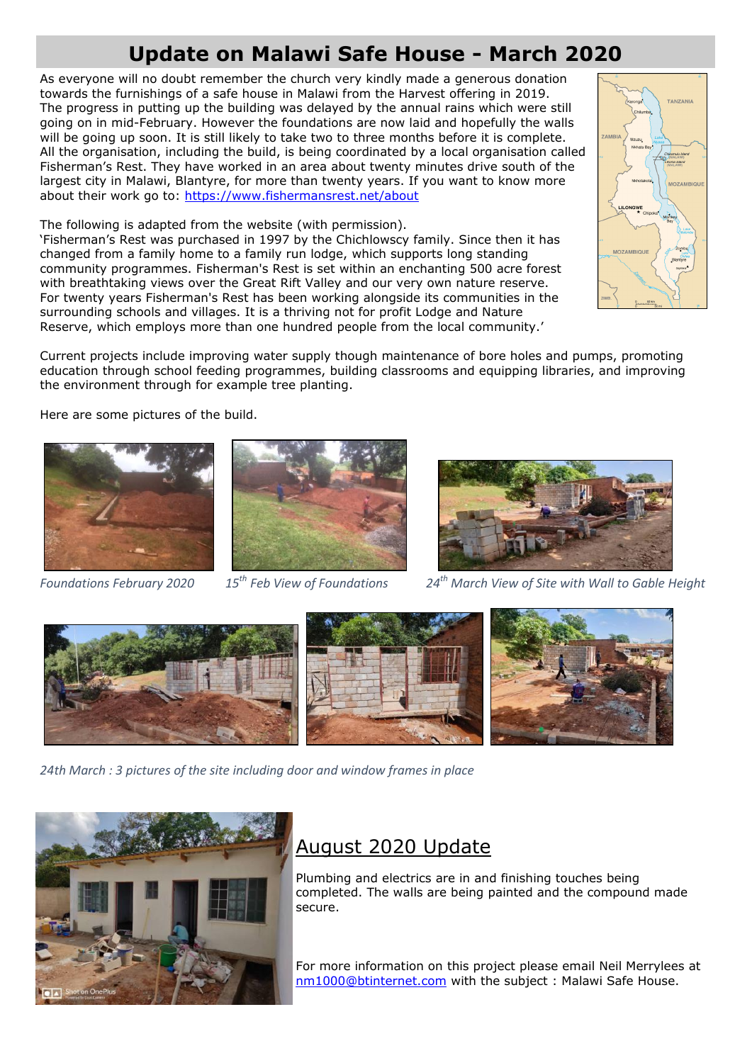# Update on Malawi Safe House - March 2020

As everyone will no doubt remember the church very kindly made a generous donation towards the furnishings of a safe house in Malawi from the Harvest offering in 2019. The progress in putting up the building was delayed by the annual rains which were still going on in mid-February. However the foundations are now laid and hopefully the walls will be going up soon. It is still likely to take two to three months before it is complete. All the organisation, including the build, is being coordinated by a local organisation called Fisherman's Rest. They have worked in an area about twenty minutes drive south of the largest city in Malawi, Blantyre, for more than twenty years. If you want to know more about their work go to: https://www.fishermansrest.net/about

The following is adapted from the website (with permission).
'Fisherman's Rest was purchased in 1997 by the Chichlowscy family. Since then it has changed from a family home to a family run lodge, which supports long standing community programmes. Fisherman's Rest is set within an enchanting 500 acre forest with breathtaking views over the Great Rift Valley and our very own nature reserve. For twenty years Fisherman's Rest has been working alongside its communities in the surrounding schools and villages. It is a thriving not for profit Lodge and Nature Reserve, which employs more than one hundred people from the local community.'

Current projects include improving water supply though maintenance of bore holes and pumps, promoting education through school feeding programmes, building classrooms and equipping libraries, and improving the environment through for example tree planting.

Here are some pictures of the build.

*Foundations February 2020*

*15th Feb View of Foundations*

*24th March View of Site with Wall to Gable Height*

*24th March : 3 pictures of the site including door and window frames in place*

## August 2020 Update

Plumbing and electrics are in and finishing touches being completed. The walls are being painted and the compound made secure.

For more information on this project please email Neil Merrylees at nm1000@btinternet.com with the subject : Malawi Safe House.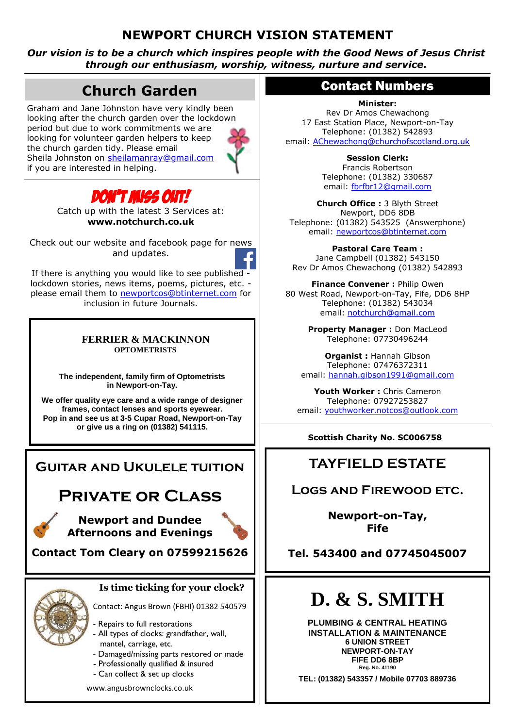# NEWPORT CHURCH VISION STATEMENT

***Our vision is to be a church which inspires people with the Good News of Jesus Christ through our enthusiasm, worship, witness, nurture and service.***

## Church Garden

Graham and Jane Johnston have very kindly been looking after the church garden over the lockdown period but due to work commitments we are looking for volunteer garden helpers to keep the church garden tidy. Please email Sheila Johnston on sheilamanray@gmail.com if you are interested in helping.

## DON'T MISS OUT!

Catch up with the latest 3 Services at:
**www.notchurch.co.uk**

Check out our website and facebook page for news and updates.

If there is anything you would like to see published - lockdown stories, news items, poems, pictures, etc. - please email them to newportcos@btinternet.com for inclusion in future Journals.

---

**FERRIER & MACKINNON**
**OPTOMETRISTS**

**The independent, family firm of Optometrists in Newport-on-Tay.**

**We offer quality eye care and a wide range of designer frames, contact lenses and sports eyewear.**
**Pop in and see us at 3-5 Cupar Road, Newport-on-Tay or give us a ring on (01382) 541115.**

---

**GUITAR AND UKULELE TUITION**

**PRIVATE OR CLASS**

**Newport and Dundee**
**Afternoons and Evenings**

**Contact Tom Cleary on 07599215626**

---

**Is time ticking for your clock?**

Contact: Angus Brown (FBHI) 01382 540579

- Repairs to full restorations
- All types of clocks: grandfather, wall, mantel, carriage, etc.
- Damaged/missing parts restored or made
- Professionally qualified & insured
- Can collect & set up clocks

www.angusbrownclocks.co.uk

---

## Contact Numbers

**Minister:**
Rev Dr Amos Chewachong
17 East Station Place, Newport-on-Tay
Telephone: (01382) 542893
email: AChewachong@churchofscotland.org.uk

**Session Clerk:**
Francis Robertson
Telephone: (01382) 330687
email: fbrfbr12@gmail.com

**Church Office :** 3 Blyth Street
Newport, DD6 8DB
Telephone: (01382) 543525 (Answerphone)
email: newportcos@btinternet.com

**Pastoral Care Team :**
Jane Campbell (01382) 543150
Rev Dr Amos Chewachong (01382) 542893

**Finance Convener :** Philip Owen
80 West Road, Newport-on-Tay, Fife, DD6 8HP
Telephone: (01382) 543034
email: notchurch@gmail.com

**Property Manager :** Don MacLeod
Telephone: 07730496244

**Organist :** Hannah Gibson
Telephone: 07476372311
email: hannah.gibson1991@gmail.com

**Youth Worker :** Chris Cameron
Telephone: 07927253827
email: youthworker.notcos@outlook.com

**Scottish Charity No. SC006758**

---

**TAYFIELD ESTATE**

**LOGS AND FIREWOOD ETC.**

**Newport-on-Tay,**
**Fife**

**Tel. 543400 and 07745045007**

---

**D. & S. SMITH**

**PLUMBING & CENTRAL HEATING**
**INSTALLATION & MAINTENANCE**
**6 UNION STREET**
**NEWPORT-ON-TAY**
**FIFE DD6 8BP**
**Reg. No. 41190**

**TEL: (01382) 543357 / Mobile 07703 889736**